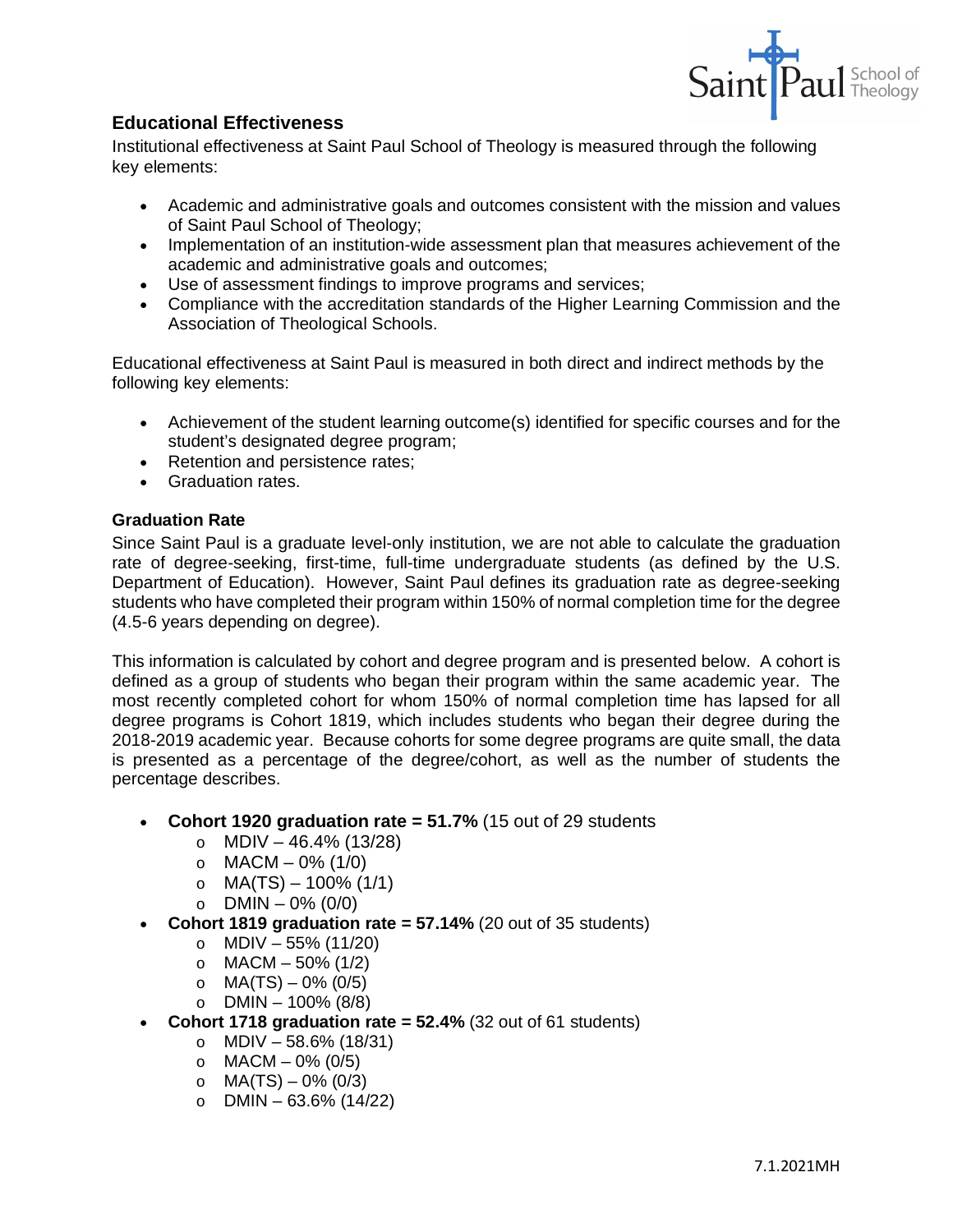## Educational Effectiveness

Institutional effectiveness at Saint Paul School of Theology is measured through the following key elements:

- Academic and administrative goals and outcomes consistent with the mission and values of Saint Paul School of Theology;
- Implementation of an institution-wide assessment plan that measures achievement of the academic and administrative goals and outcomes;
- Use of assessment findings to improve programs and services;
- Compliance with the accreditation standards of the Higher Learning Commission and the Association of Theological Schools.

Educational effectiveness at Saint Paul is measured in both direct and indirect methods by the following key elements:

- Achievement of the student learning outcome(s) identified for specific courses and for the student's designated degree program;
- Retention and persistence rates;
- Graduation rates.

### Graduation Rate

Since Saint Paul is a graduate level-only institution, we are not able to calculate the graduation rate of degree-seeking, first-time, full-time undergraduate students (as defined by the U.S. Department of Education). However, Saint Paul defines its graduation rate as degree-seeking students who have completed their program within 150% of normal completion time for the degree (4.5-6 years depending on degree).

This information is calculated by cohort and degree program and is presented below. A cohort is defined as a group of students who began their program within the same academic year. The most recently completed cohort for whom 150% of normal completion time has lapsed for all degree programs is Cohort 1819, which includes students who began their degree during the 2018-2019 academic year. Because cohorts for some degree programs are quite small, the data is presented as a percentage of the degree/cohort, as well as the number of students the percentage describes.

- **Cohort 1920 graduation rate = 51.7%** (15 out of 29 students
  - MDIV – 46.4% (13/28)
  - MACM – 0% (1/0)
  - MA(TS) – 100% (1/1)
  - DMIN – 0% (0/0)
- **Cohort 1819 graduation rate = 57.14%** (20 out of 35 students)
  - MDIV – 55% (11/20)
  - MACM – 50% (1/2)
  - MA(TS) – 0% (0/5)
  - DMIN – 100% (8/8)
- **Cohort 1718 graduation rate = 52.4%** (32 out of 61 students)
  - MDIV – 58.6% (18/31)
  - MACM – 0% (0/5)
  - MA(TS) – 0% (0/3)
  - DMIN – 63.6% (14/22)

7.1.2021MH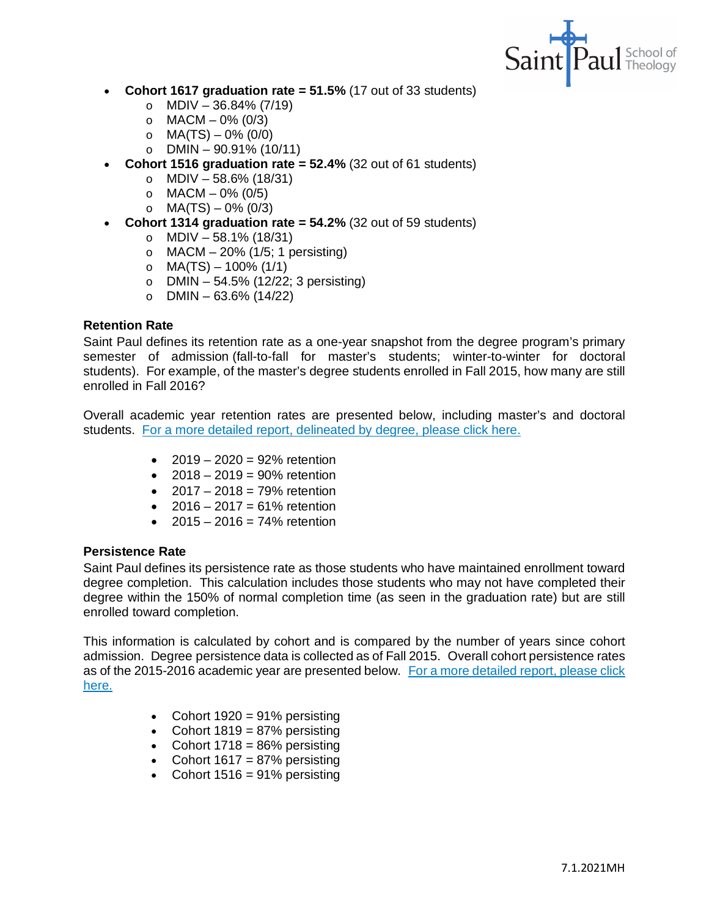- **Cohort 1617 graduation rate = 51.5%** (17 out of 33 students)
  - MDIV – 36.84% (7/19)
  - MACM – 0% (0/3)
  - MA(TS) – 0% (0/0)
  - DMIN – 90.91% (10/11)
- **Cohort 1516 graduation rate = 52.4%** (32 out of 61 students)
  - MDIV – 58.6% (18/31)
  - MACM – 0% (0/5)
  - MA(TS) – 0% (0/3)
- **Cohort 1314 graduation rate = 54.2%** (32 out of 59 students)
  - MDIV – 58.1% (18/31)
  - MACM – 20% (1/5; 1 persisting)
  - MA(TS) – 100% (1/1)
  - DMIN – 54.5% (12/22; 3 persisting)
  - DMIN – 63.6% (14/22)

**Retention Rate**

Saint Paul defines its retention rate as a one-year snapshot from the degree program's primary semester of admission (fall-to-fall for master's students; winter-to-winter for doctoral students). For example, of the master's degree students enrolled in Fall 2015, how many are still enrolled in Fall 2016?

Overall academic year retention rates are presented below, including master's and doctoral students. For a more detailed report, delineated by degree, please click here.

- 2019 – 2020 = 92% retention
- 2018 – 2019 = 90% retention
- 2017 – 2018 = 79% retention
- 2016 – 2017 = 61% retention
- 2015 – 2016 = 74% retention

**Persistence Rate**

Saint Paul defines its persistence rate as those students who have maintained enrollment toward degree completion. This calculation includes those students who may not have completed their degree within the 150% of normal completion time (as seen in the graduation rate) but are still enrolled toward completion.

This information is calculated by cohort and is compared by the number of years since cohort admission. Degree persistence data is collected as of Fall 2015. Overall cohort persistence rates as of the 2015-2016 academic year are presented below. For a more detailed report, please click here.

- Cohort 1920 = 91% persisting
- Cohort 1819 = 87% persisting
- Cohort 1718 = 86% persisting
- Cohort 1617 = 87% persisting
- Cohort 1516 = 91% persisting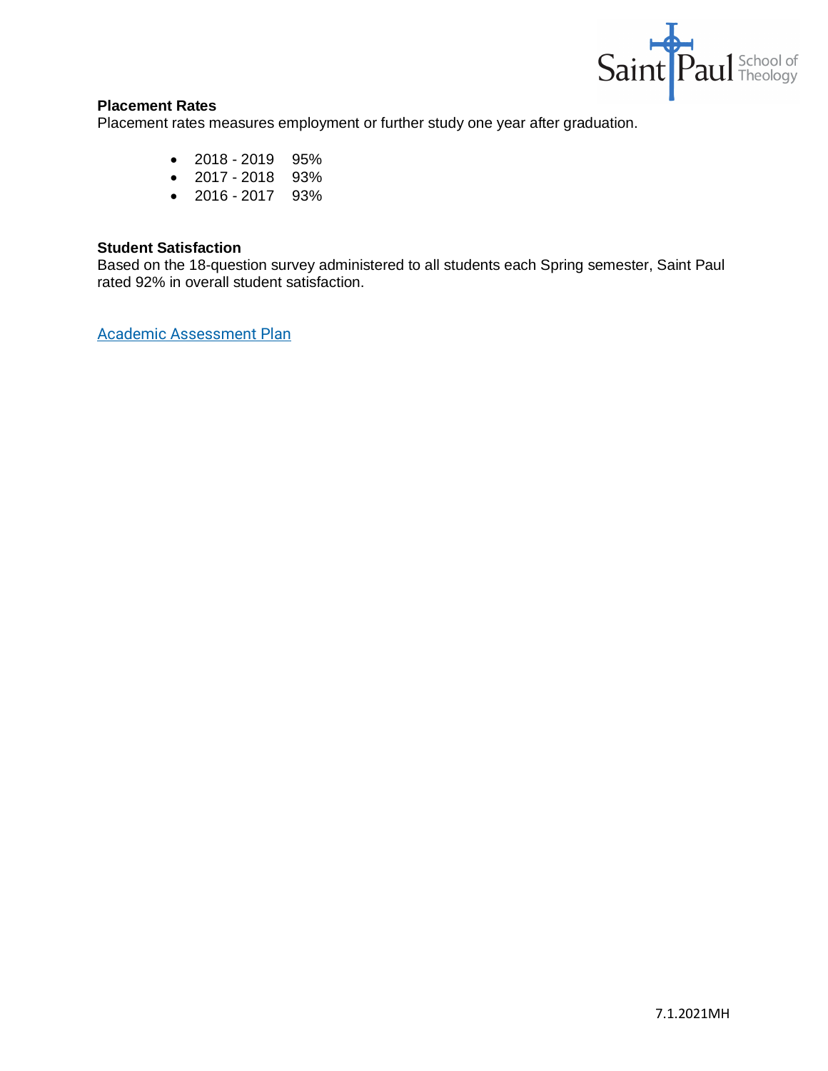**Placement Rates**

Placement rates measures employment or further study one year after graduation.

- 2018 - 2019 95%
- 2017 - 2018 93%
- 2016 - 2017 93%

**Student Satisfaction**

Based on the 18-question survey administered to all students each Spring semester, Saint Paul rated 92% in overall student satisfaction.

Academic Assessment Plan

7.1.2021MH